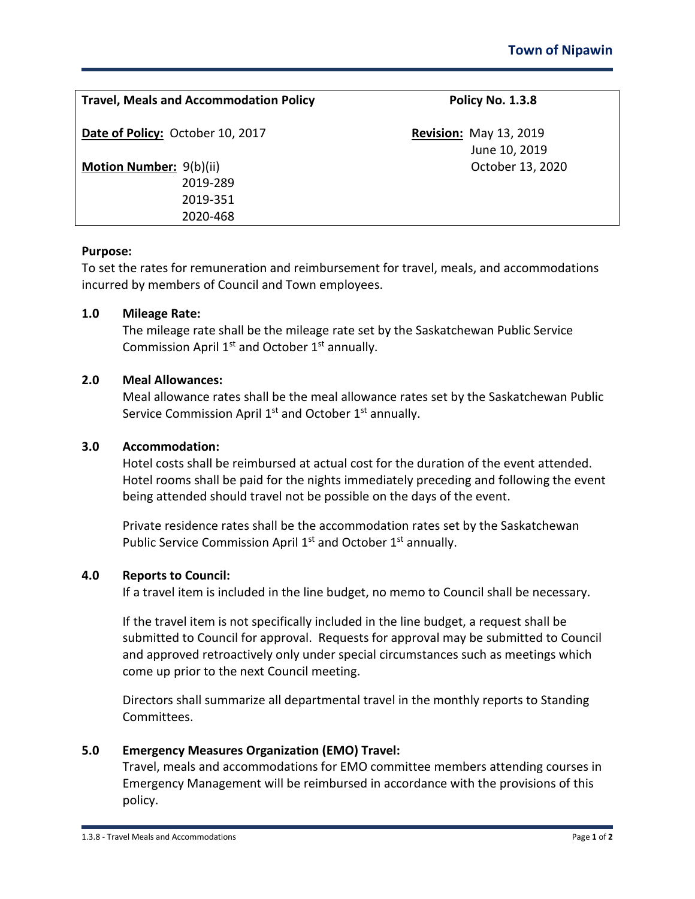**Town of Nipawin**

| **Travel, Meals and Accommodation Policy** | **Policy No. 1.3.8** |
|---|---|
| **Date of Policy:** October 10, 2017 | **Revision:** May 13, 2019<br>June 10, 2019<br>October 13, 2020 |
| **Motion Number:** 9(b)(ii)<br>2019-289<br>2019-351<br>2020-468 | |

**Purpose:**
To set the rates for remuneration and reimbursement for travel, meals, and accommodations incurred by members of Council and Town employees.

**1.0 Mileage Rate:**

The mileage rate shall be the mileage rate set by the Saskatchewan Public Service Commission April 1st and October 1st annually.

**2.0 Meal Allowances:**

Meal allowance rates shall be the meal allowance rates set by the Saskatchewan Public Service Commission April 1st and October 1st annually.

**3.0 Accommodation:**

Hotel costs shall be reimbursed at actual cost for the duration of the event attended. Hotel rooms shall be paid for the nights immediately preceding and following the event being attended should travel not be possible on the days of the event.

Private residence rates shall be the accommodation rates set by the Saskatchewan Public Service Commission April 1st and October 1st annually.

**4.0 Reports to Council:**

If a travel item is included in the line budget, no memo to Council shall be necessary.

If the travel item is not specifically included in the line budget, a request shall be submitted to Council for approval. Requests for approval may be submitted to Council and approved retroactively only under special circumstances such as meetings which come up prior to the next Council meeting.

Directors shall summarize all departmental travel in the monthly reports to Standing Committees.

**5.0 Emergency Measures Organization (EMO) Travel:**

Travel, meals and accommodations for EMO committee members attending courses in Emergency Management will be reimbursed in accordance with the provisions of this policy.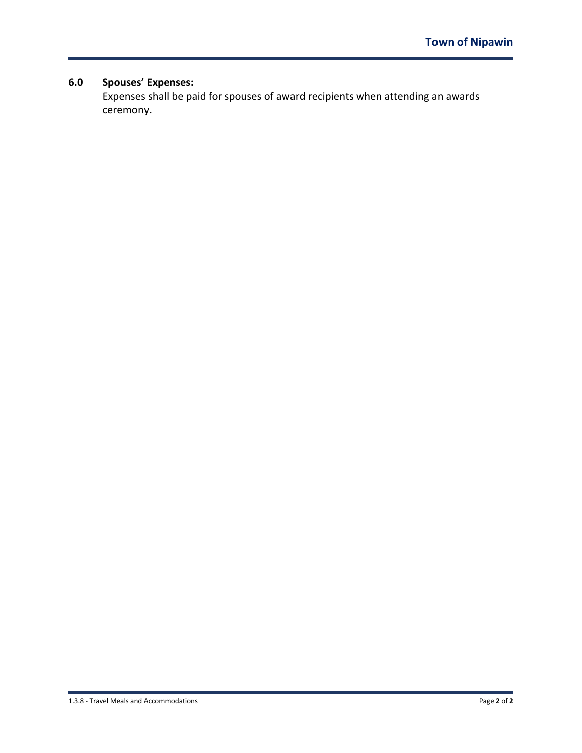## 6.0 Spouses' Expenses:

Expenses shall be paid for spouses of award recipients when attending an awards ceremony.